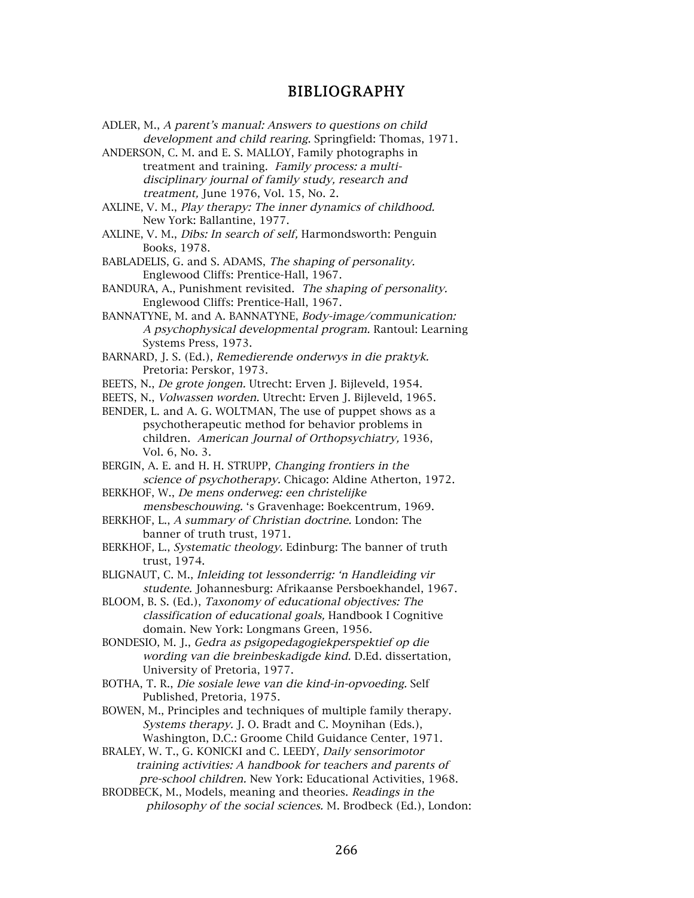# BIBLIOGRAPHY

ADLER, M., *A parent's manual: Answers to questions on child development and child rearing.* Springfield: Thomas, 1971.

ANDERSON, C. M. and E. S. MALLOY, Family photographs in treatment and training. *Family process: a multi-disciplinary journal of family study, research and treatment,* June 1976, Vol. 15, No. 2.

AXLINE, V. M., *Play therapy: The inner dynamics of childhood.* New York: Ballantine, 1977.

AXLINE, V. M., *Dibs: In search of self,* Harmondsworth: Penguin Books, 1978.

BABLADELIS, G. and S. ADAMS, *The shaping of personality.* Englewood Cliffs: Prentice-Hall, 1967.

BANDURA, A., Punishment revisited. *The shaping of personality.* Englewood Cliffs: Prentice-Hall, 1967.

BANNATYNE, M. and A. BANNATYNE, *Body-image/communication: A psychophysical developmental program.* Rantoul: Learning Systems Press, 1973.

BARNARD, J. S. (Ed.), *Remedierende onderwys in die praktyk.* Pretoria: Perskor, 1973.

BEETS, N., *De grote jongen.* Utrecht: Erven J. Bijleveld, 1954.

BEETS, N., *Volwassen worden.* Utrecht: Erven J. Bijleveld, 1965.

BENDER, L. and A. G. WOLTMAN, The use of puppet shows as a psychotherapeutic method for behavior problems in children. *American Journal of Orthopsychiatry,* 1936, Vol. 6, No. 3.

BERGIN, A. E. and H. H. STRUPP, *Changing frontiers in the science of psychotherapy.* Chicago: Aldine Atherton, 1972.

BERKHOF, W., *De mens onderweg: een christelijke mensbeschouwing.* 's Gravenhage: Boekcentrum, 1969.

BERKHOF, L., *A summary of Christian doctrine.* London: The banner of truth trust, 1971.

BERKHOF, L., *Systematic theology.* Edinburg: The banner of truth trust, 1974.

BLIGNAUT, C. M., *Inleiding tot lessonderrig: 'n Handleiding vir studente.* Johannesburg: Afrikaanse Persboekhandel, 1967.

BLOOM, B. S. (Ed.), *Taxonomy of educational objectives: The classification of educational goals,* Handbook I Cognitive domain. New York: Longmans Green, 1956.

BONDESIO, M. J., *Gedra as psigopedagogiekperspektief op die wording van die breinbeskadigde kind.* D.Ed. dissertation, University of Pretoria, 1977.

BOTHA, T. R., *Die sosiale lewe van die kind-in-opvoeding.* Self Published, Pretoria, 1975.

BOWEN, M., Principles and techniques of multiple family therapy. *Systems therapy.* J. O. Bradt and C. Moynihan (Eds.), Washington, D.C.: Groome Child Guidance Center, 1971.

BRALEY, W. T., G. KONICKI and C. LEEDY, *Daily sensorimotor training activities: A handbook for teachers and parents of pre-school children.* New York: Educational Activities, 1968.

BRODBECK, M., Models, meaning and theories. *Readings in the philosophy of the social sciences.* M. Brodbeck (Ed.), London: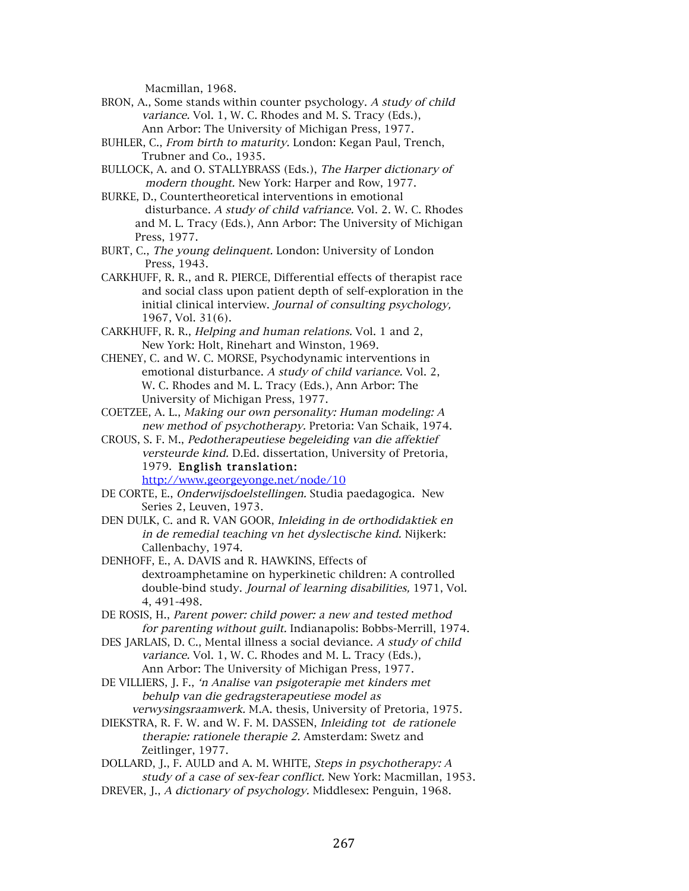Macmillan, 1968.

BRON, A., Some stands within counter psychology. *A study of child variance.* Vol. 1, W. C. Rhodes and M. S. Tracy (Eds.), Ann Arbor: The University of Michigan Press, 1977.

BUHLER, C., *From birth to maturity.* London: Kegan Paul, Trench, Trubner and Co., 1935.

BULLOCK, A. and O. STALLYBRASS (Eds.), *The Harper dictionary of modern thought.* New York: Harper and Row, 1977.

BURKE, D., Countertheoretical interventions in emotional disturbance. *A study of child vafriance.* Vol. 2. W. C. Rhodes and M. L. Tracy (Eds.), Ann Arbor: The University of Michigan Press, 1977.

BURT, C., *The young delinquent.* London: University of London Press, 1943.

CARKHUFF, R. R., and R. PIERCE, Differential effects of therapist race and social class upon patient depth of self-exploration in the initial clinical interview. *Journal of consulting psychology,* 1967, Vol. 31(6).

CARKHUFF, R. R., *Helping and human relations.* Vol. 1 and 2, New York: Holt, Rinehart and Winston, 1969.

CHENEY, C. and W. C. MORSE, Psychodynamic interventions in emotional disturbance. *A study of child variance.* Vol. 2, W. C. Rhodes and M. L. Tracy (Eds.), Ann Arbor: The University of Michigan Press, 1977.

COETZEE, A. L., *Making our own personality: Human modeling: A new method of psychotherapy.* Pretoria: Van Schaik, 1974.

CROUS, S. F. M., *Pedotherapeutiese begeleiding van die affektief versteurde kind.* D.Ed. dissertation, University of Pretoria, 1979. **English translation:** http://www.georgeyonge.net/node/10

DE CORTE, E., *Onderwijsdoelstellingen.* Studia paedagogica. New Series 2, Leuven, 1973.

DEN DULK, C. and R. VAN GOOR, *Inleiding in de orthodidaktiek en in de remedial teaching vn het dyslectische kind.* Nijkerk: Callenbachy, 1974.

DENHOFF, E., A. DAVIS and R. HAWKINS, Effects of dextroamphetamine on hyperkinetic children: A controlled double-bind study. *Journal of learning disabilities,* 1971, Vol. 4, 491-498.

DE ROSIS, H., *Parent power: child power: a new and tested method for parenting without guilt.* Indianapolis: Bobbs-Merrill, 1974.

DES JARLAIS, D. C., Mental illness a social deviance. *A study of child variance.* Vol. 1, W. C. Rhodes and M. L. Tracy (Eds.), Ann Arbor: The University of Michigan Press, 1977.

DE VILLIERS, J. F., *'n Analise van psigoterapie met kinders met behulp van die gedragsterapeutiese model as verwysingsraamwerk.* M.A. thesis, University of Pretoria, 1975.

DIEKSTRA, R. F. W. and W. F. M. DASSEN, *Inleiding tot de rationele therapie: rationele therapie 2.* Amsterdam: Swetz and Zeitlinger, 1977.

DOLLARD, J., F. AULD and A. M. WHITE, *Steps in psychotherapy: A study of a case of sex-fear conflict.* New York: Macmillan, 1953.

DREVER, J., *A dictionary of psychology.* Middlesex: Penguin, 1968.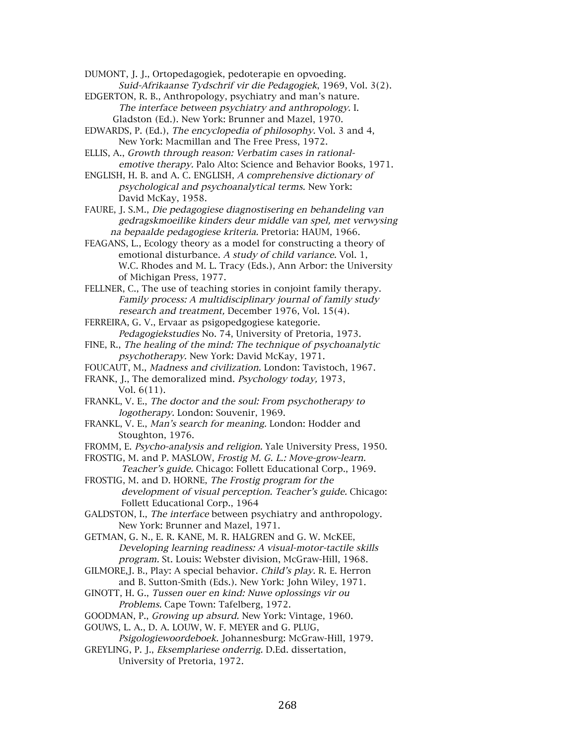DUMONT, J. J., Ortopedagogiek, pedoterapie en opvoeding. *Suid-Afrikaanse Tydschrif vir die Pedagogiek*, 1969, Vol. 3(2).

EDGERTON, R. B., Anthropology, psychiatry and man's nature. *The interface between psychiatry and anthropology.* I. Gladston (Ed.). New York: Brunner and Mazel, 1970.

EDWARDS, P. (Ed.), *The encyclopedia of philosophy.* Vol. 3 and 4, New York: Macmillan and The Free Press, 1972.

ELLIS, A., *Growth through reason: Verbatim cases in rational-emotive therapy.* Palo Alto: Science and Behavior Books, 1971.

ENGLISH, H. B. and A. C. ENGLISH, *A comprehensive dictionary of psychological and psychoanalytical terms.* New York: David McKay, 1958.

FAURE, J. S.M., *Die pedagogiese diagnostisering en behandeling van gedragskmoeilike kinders deur middle van spel, met verwysing na bepaalde pedagogiese kriteria.* Pretoria: HAUM, 1966.

FEAGANS, L., Ecology theory as a model for constructing a theory of emotional disturbance. *A study of child variance.* Vol. 1, W.C. Rhodes and M. L. Tracy (Eds.), Ann Arbor: the University of Michigan Press, 1977.

FELLNER, C., The use of teaching stories in conjoint family therapy. *Family process: A multidisciplinary journal of family study research and treatment,* December 1976, Vol. 15(4).

FERREIRA, G. V., Ervaar as psigopedgogiese kategorie. *Pedagogiekstudies* No. 74, University of Pretoria, 1973.

FINE, R., *The healing of the mind: The technique of psychoanalytic psychotherapy.* New York: David McKay, 1971.

FOUCAUT, M., *Madness and civilization.* London: Tavistoch, 1967.

FRANK, J., The demoralized mind. *Psychology today,* 1973, Vol. 6(11).

FRANKL, V. E., *The doctor and the soul: From psychotherapy to logotherapy.* London: Souvenir, 1969.

FRANKL, V. E., *Man's search for meaning.* London: Hodder and Stoughton, 1976.

FROMM, E. *Psycho-analysis and religion.* Yale University Press, 1950.

FROSTIG, M. and P. MASLOW, *Frostig M. G. L.: Move-grow-learn. Teacher's guide.* Chicago: Follett Educational Corp., 1969.

FROSTIG, M. and D. HORNE, *The Frostig program for the development of visual perception. Teacher's guide.* Chicago: Follett Educational Corp., 1964

GALDSTON, I., *The interface* between psychiatry and anthropology. New York: Brunner and Mazel, 1971.

GETMAN, G. N., E. R. KANE, M. R. HALGREN and G. W. McKEE, *Developing learning readiness: A visual-motor-tactile skills program.* St. Louis: Webster division, McGraw-Hill, 1968.

GILMORE,J. B., Play: A special behavior. *Child's play.* R. E. Herron and B. Sutton-Smith (Eds.). New York: John Wiley, 1971.

GINOTT, H. G., *Tussen ouer en kind: Nuwe oplossings vir ou Problems.* Cape Town: Tafelberg, 1972.

GOODMAN, P., *Growing up absurd.* New York: Vintage, 1960.

GOUWS, L. A., D. A. LOUW, W. F. MEYER and G. PLUG, *Psigologiewoordeboek.* Johannesburg: McGraw-Hill, 1979.

GREYLING, P. J., *Eksemplariese onderrig.* D.Ed. dissertation, University of Pretoria, 1972.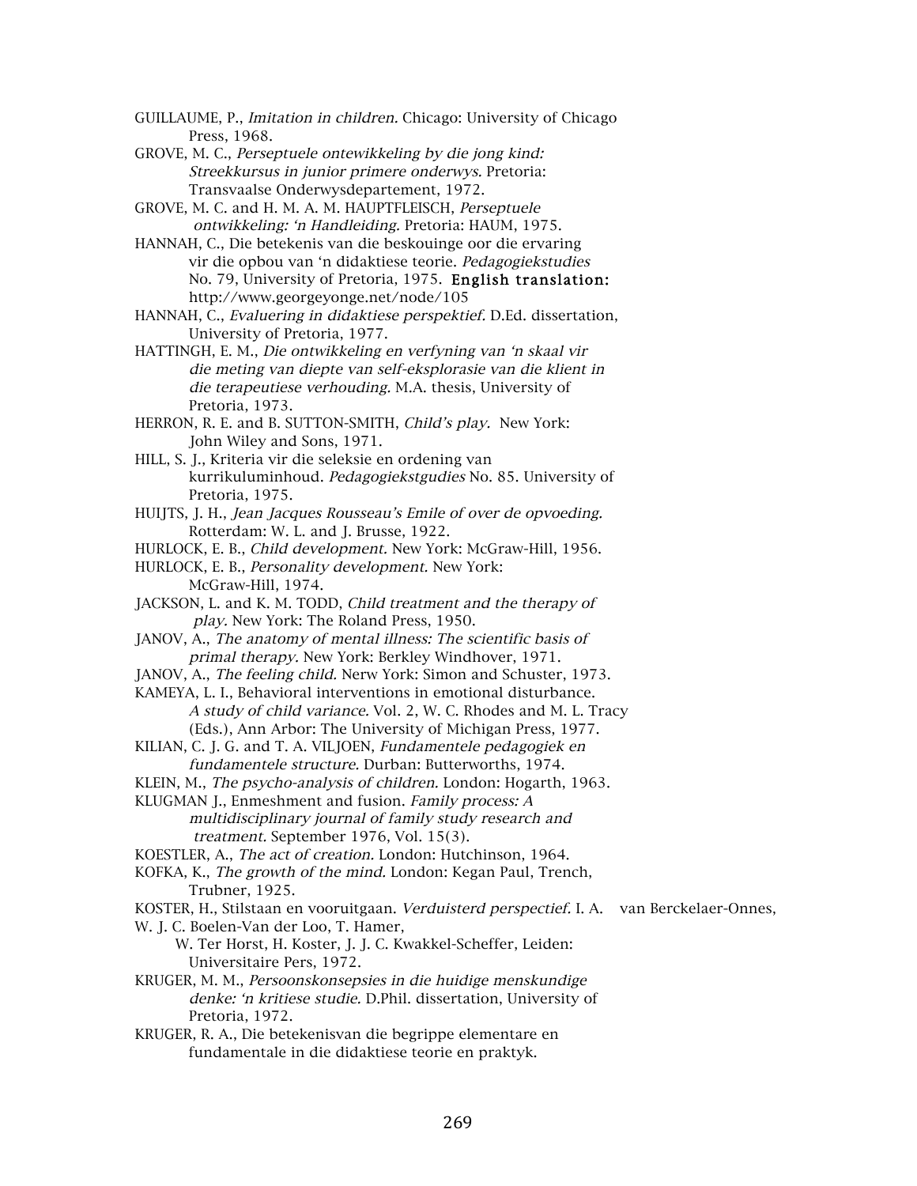GUILLAUME, P., *Imitation in children.* Chicago: University of Chicago Press, 1968.

GROVE, M. C., *Perseptuele ontewikkeling by die jong kind: Streekkursus in junior primere onderwys.* Pretoria: Transvaalse Onderwysdepartement, 1972.

GROVE, M. C. and H. M. A. M. HAUPTFLEISCH, *Perseptuele ontwikkeling: 'n Handleiding.* Pretoria: HAUM, 1975.

HANNAH, C., Die betekenis van die beskouinge oor die ervaring vir die opbou van 'n didaktiese teorie. *Pedagogiekstudies* No. 79, University of Pretoria, 1975. **English translation:** http://www.georgeyonge.net/node/105

HANNAH, C., *Evaluering in didaktiese perspektief.* D.Ed. dissertation, University of Pretoria, 1977.

HATTINGH, E. M., *Die ontwikkeling en verfyning van 'n skaal vir die meting van diepte van self-eksplorasie van die klient in die terapeutiese verhouding.* M.A. thesis, University of Pretoria, 1973.

HERRON, R. E. and B. SUTTON-SMITH, *Child's play.* New York: John Wiley and Sons, 1971.

HILL, S. J., Kriteria vir die seleksie en ordening van kurrikuluminhoud. *Pedagogiekstgudies* No. 85. University of Pretoria, 1975.

HUIJTS, J. H., *Jean Jacques Rousseau's Emile of over de opvoeding.* Rotterdam: W. L. and J. Brusse, 1922.

HURLOCK, E. B., *Child development.* New York: McGraw-Hill, 1956.

HURLOCK, E. B., *Personality development.* New York: McGraw-Hill, 1974.

JACKSON, L. and K. M. TODD, *Child treatment and the therapy of play.* New York: The Roland Press, 1950.

JANOV, A., *The anatomy of mental illness: The scientific basis of primal therapy.* New York: Berkley Windhover, 1971.

JANOV, A., *The feeling child.* Nerw York: Simon and Schuster, 1973.

KAMEYA, L. I., Behavioral interventions in emotional disturbance. *A study of child variance.* Vol. 2, W. C. Rhodes and M. L. Tracy (Eds.), Ann Arbor: The University of Michigan Press, 1977.

KILIAN, C. J. G. and T. A. VILJOEN, *Fundamentele pedagogiek en fundamentele structure.* Durban: Butterworths, 1974.

KLEIN, M., *The psycho-analysis of children.* London: Hogarth, 1963.

KLUGMAN J., Enmeshment and fusion. *Family process: A multidisciplinary journal of family study research and treatment.* September 1976, Vol. 15(3).

KOESTLER, A., *The act of creation.* London: Hutchinson, 1964.

KOFKA, K., *The growth of the mind.* London: Kegan Paul, Trench, Trubner, 1925.

KOSTER, H., Stilstaan en vooruitgaan. *Verduisterd perspectief.* I. A. van Berckelaer-Onnes, W. J. C. Boelen-Van der Loo, T. Hamer, W. Ter Horst, H. Koster, J. J. C. Kwakkel-Scheffer, Leiden: Universitaire Pers, 1972.

KRUGER, M. M., *Persoonskonsepsies in die huidige menskundige denke: 'n kritiese studie.* D.Phil. dissertation, University of Pretoria, 1972.

KRUGER, R. A., Die betekenisvan die begrippe elementare en fundamentale in die didaktiese teorie en praktyk.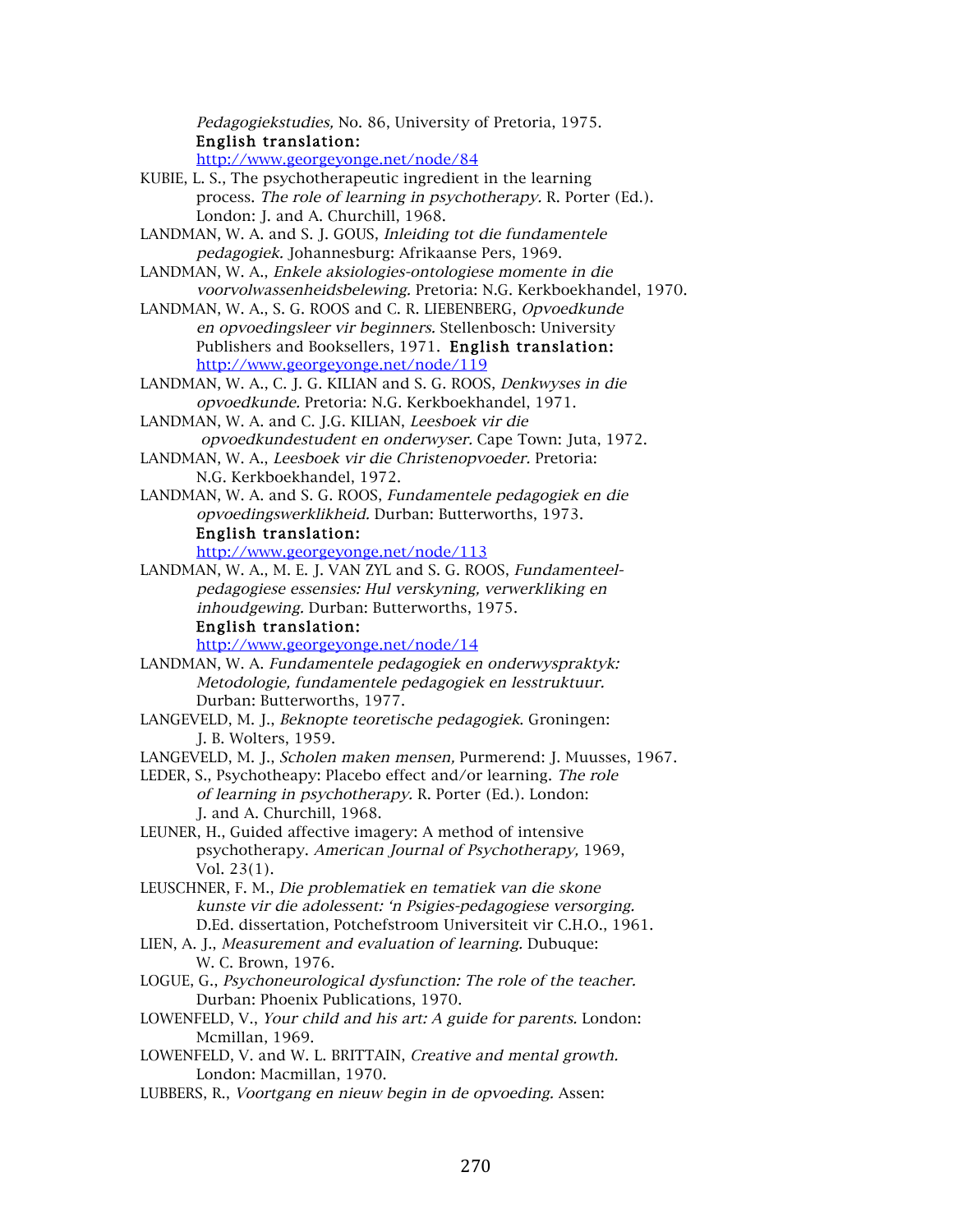*Pedagogiekstudies,* No. 86, University of Pretoria, 1975.
**English translation:**
http://www.georgeyonge.net/node/84

KUBIE, L. S., The psychotherapeutic ingredient in the learning process. *The role of learning in psychotherapy*. R. Porter (Ed.). London: J. and A. Churchill, 1968.

LANDMAN, W. A. and S. J. GOUS, *Inleiding tot die fundamentele pedagogiek.* Johannesburg: Afrikaanse Pers, 1969.

LANDMAN, W. A., *Enkele aksiologies-ontologiese momente in die voorvolwassenheidsbelewing.* Pretoria: N.G. Kerkboekhandel, 1970.

LANDMAN, W. A., S. G. ROOS and C. R. LIEBENBERG, *Opvoedkunde en opvoedingsleer vir beginners.* Stellenbosch: University Publishers and Booksellers, 1971. **English translation:** http://www.georgeyonge.net/node/119

LANDMAN, W. A., C. J. G. KILIAN and S. G. ROOS, *Denkwyses in die opvoedkunde.* Pretoria: N.G. Kerkboekhandel, 1971.

LANDMAN, W. A. and C. J.G. KILIAN, *Leesboek vir die opvoedkundestudent en onderwyser.* Cape Town: Juta, 1972.

LANDMAN, W. A., *Leesboek vir die Christenopvoeder.* Pretoria: N.G. Kerkboekhandel, 1972.

LANDMAN, W. A. and S. G. ROOS, *Fundamentele pedagogiek en die opvoedingswerklikheid.* Durban: Butterworths, 1973.
**English translation:**
http://www.georgeyonge.net/node/113

LANDMAN, W. A., M. E. J. VAN ZYL and S. G. ROOS, *Fundamenteel-pedagogiese essensies: Hul verskyning, verwerkliking en inhoudgewing.* Durban: Butterworths, 1975.
**English translation:**
http://www.georgeyonge.net/node/14

LANDMAN, W. A. *Fundamentele pedagogiek en onderwyspraktyk: Metodologie, fundamentele pedagogiek en lesstruktuur.* Durban: Butterworths, 1977.

LANGEVELD, M. J., *Beknopte teoretische pedagogiek.* Groningen: J. B. Wolters, 1959.

LANGEVELD, M. J., *Scholen maken mensen,* Purmerend: J. Muusses, 1967.

LEDER, S., Psychotheapy: Placebo effect and/or learning. *The role of learning in psychotherapy.* R. Porter (Ed.). London: J. and A. Churchill, 1968.

LEUNER, H., Guided affective imagery: A method of intensive psychotherapy. *American Journal of Psychotherapy,* 1969, Vol. 23(1).

LEUSCHNER, F. M., *Die problematiek en tematiek van die skone kunste vir die adolessent: 'n Psigies-pedagogiese versorging.* D.Ed. dissertation, Potchefstroom Universiteit vir C.H.O., 1961.

LIEN, A. J., *Measurement and evaluation of learning.* Dubuque: W. C. Brown, 1976.

LOGUE, G., *Psychoneurological dysfunction: The role of the teacher.* Durban: Phoenix Publications, 1970.

LOWENFELD, V., *Your child and his art: A guide for parents.* London: Mcmillan, 1969.

LOWENFELD, V. and W. L. BRITTAIN, *Creative and mental growth.* London: Macmillan, 1970.

LUBBERS, R., *Voortgang en nieuw begin in de opvoeding.* Assen: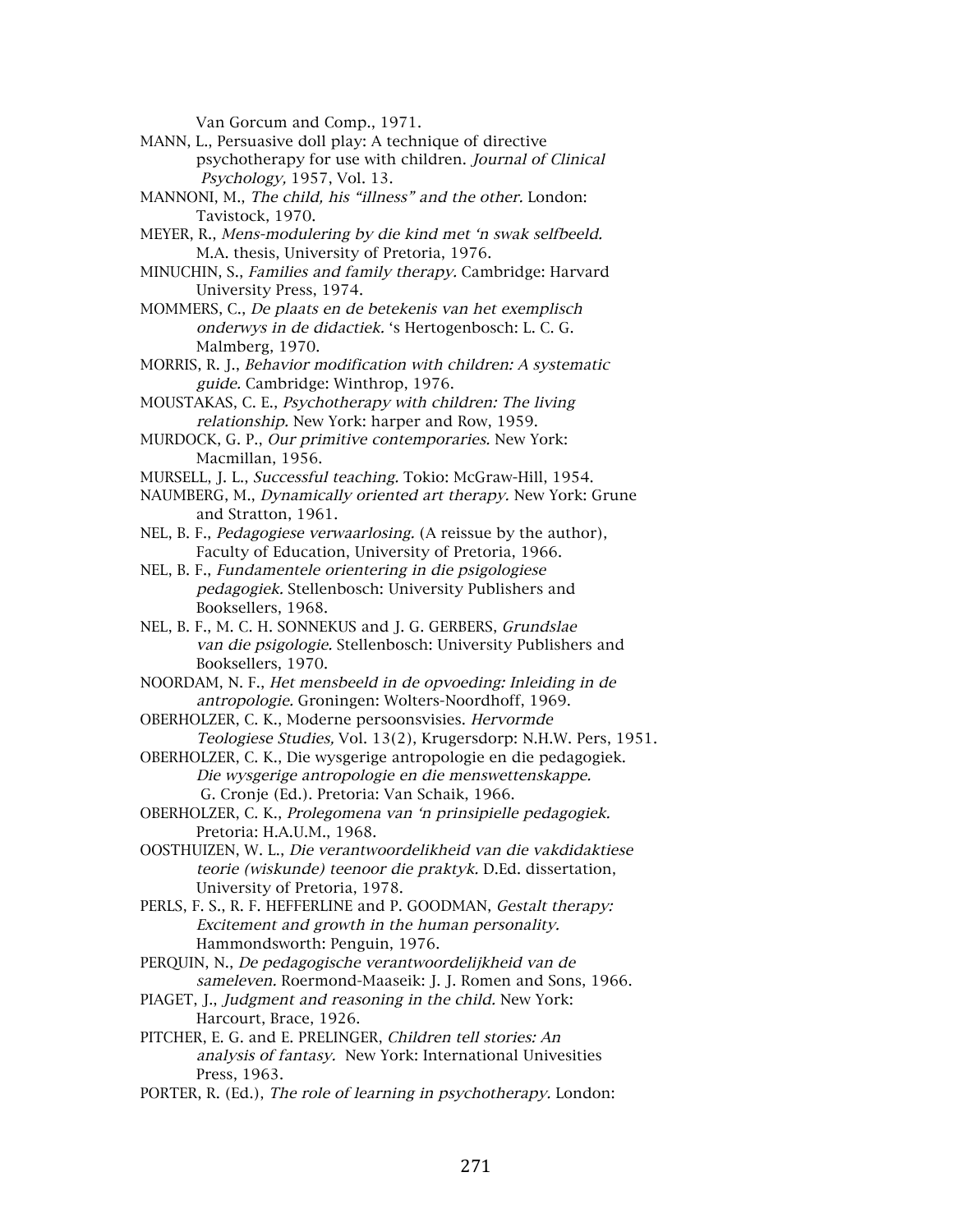Van Gorcum and Comp., 1971.

MANN, L., Persuasive doll play: A technique of directive psychotherapy for use with children. *Journal of Clinical Psychology,* 1957, Vol. 13.

MANNONI, M., *The child, his "illness" and the other.* London: Tavistock, 1970.

MEYER, R., *Mens-modulering by die kind met 'n swak selfbeeld.* M.A. thesis, University of Pretoria, 1976.

MINUCHIN, S., *Families and family therapy.* Cambridge: Harvard University Press, 1974.

MOMMERS, C., *De plaats en de betekenis van het exemplisch onderwys in de didactiek.* 's Hertogenbosch: L. C. G. Malmberg, 1970.

MORRIS, R. J., *Behavior modification with children: A systematic guide.* Cambridge: Winthrop, 1976.

MOUSTAKAS, C. E., *Psychotherapy with children: The living relationship.* New York: harper and Row, 1959.

MURDOCK, G. P., *Our primitive contemporaries.* New York: Macmillan, 1956.

MURSELL, J. L., *Successful teaching.* Tokio: McGraw-Hill, 1954.

NAUMBERG, M., *Dynamically oriented art therapy.* New York: Grune and Stratton, 1961.

NEL, B. F., *Pedagogiese verwaarlosing.* (A reissue by the author), Faculty of Education, University of Pretoria, 1966.

NEL, B. F., *Fundamentele orientering in die psigologiese pedagogiek.* Stellenbosch: University Publishers and Booksellers, 1968.

NEL, B. F., M. C. H. SONNEKUS and J. G. GERBERS, *Grundslae van die psigologie.* Stellenbosch: University Publishers and Booksellers, 1970.

NOORDAM, N. F., *Het mensbeeld in de opvoeding: Inleiding in de antropologie.* Groningen: Wolters-Noordhoff, 1969.

OBERHOLZER, C. K., Moderne persoonsvisies. *Hervormde Teologiese Studies,* Vol. 13(2), Krugersdorp: N.H.W. Pers, 1951.

OBERHOLZER, C. K., Die wysgerige antropologie en die pedagogiek. *Die wysgerige antropologie en die menswettenskappe.* G. Cronje (Ed.). Pretoria: Van Schaik, 1966.

OBERHOLZER, C. K., *Prolegomena van 'n prinsipielle pedagogiek.* Pretoria: H.A.U.M., 1968.

OOSTHUIZEN, W. L., *Die verantwoordelikheid van die vakdidaktiese teorie (wiskunde) teenoor die praktyk.* D.Ed. dissertation, University of Pretoria, 1978.

PERLS, F. S., R. F. HEFFERLINE and P. GOODMAN, *Gestalt therapy: Excitement and growth in the human personality.* Hammondsworth: Penguin, 1976.

PERQUIN, N., *De pedagogische verantwoordelijkheid van de sameleven.* Roermond-Maaseik: J. J. Romen and Sons, 1966.

PIAGET, J., *Judgment and reasoning in the child.* New York: Harcourt, Brace, 1926.

PITCHER, E. G. and E. PRELINGER, *Children tell stories: An analysis of fantasy.* New York: International Univesities Press, 1963.

PORTER, R. (Ed.), *The role of learning in psychotherapy.* London: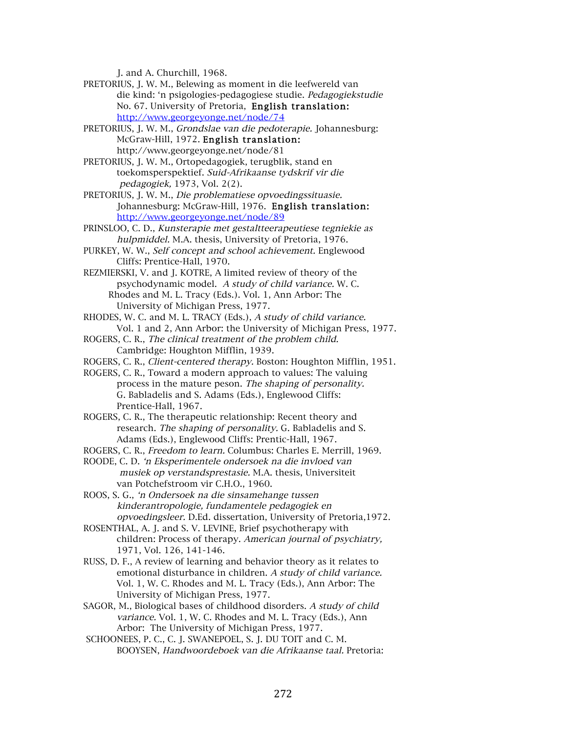J. and A. Churchill, 1968.

PRETORIUS, J. W. M., Belewing as moment in die leefwereld van die kind: 'n psigologies-pedagogiese studie. *Pedagogiekstudie* No. 67. University of Pretoria, **English translation:** http://www.georgeyonge.net/node/74

PRETORIUS, J. W. M., *Grondslae van die pedoterapie.* Johannesburg: McGraw-Hill, 1972. **English translation:** http://www.georgeyonge.net/node/81

PRETORIUS, J. W. M., Ortopedagogiek, terugblik, stand en toekomsperspektief. *Suid-Afrikaanse tydskrif vir die pedagogiek,* 1973, Vol. 2(2).

PRETORIUS, J. W. M., *Die problematiese opvoedingssituasie.* Johannesburg: McGraw-Hill, 1976. **English translation:** http://www.georgeyonge.net/node/89

PRINSLOO, C. D., *Kunsterapie met gestaltteerapeutiese tegniekie as hulpmiddel.* M.A. thesis, University of Pretoria, 1976.

PURKEY, W. W., *Self concept and school achievement.* Englewood Cliffs: Prentice-Hall, 1970.

REZMIERSKI, V. and J. KOTRE, A limited review of theory of the psychodynamic model. *A study of child variance.* W. C. Rhodes and M. L. Tracy (Eds.). Vol. 1, Ann Arbor: The University of Michigan Press, 1977.

RHODES, W. C. and M. L. TRACY (Eds.), *A study of child variance.* Vol. 1 and 2, Ann Arbor: the University of Michigan Press, 1977.

ROGERS, C. R., *The clinical treatment of the problem child.* Cambridge: Houghton Mifflin, 1939.

ROGERS, C. R., *Client-centered therapy.* Boston: Houghton Mifflin, 1951.

ROGERS, C. R., Toward a modern approach to values: The valuing process in the mature peson. *The shaping of personality.* G. Babladelis and S. Adams (Eds.), Englewood Cliffs: Prentice-Hall, 1967.

ROGERS, C. R., The therapeutic relationship: Recent theory and research. *The shaping of personality.* G. Babladelis and S. Adams (Eds.), Englewood Cliffs: Prentic-Hall, 1967.

ROGERS, C. R., *Freedom to learn.* Columbus: Charles E. Merrill, 1969.

ROODE, C. D. *'n Eksperimentele ondersoek na die invloed van musiek op verstandsprestasie.* M.A. thesis, Universiteit van Potchefstroom vir C.H.O., 1960.

ROOS, S. G., *'n Ondersoek na die sinsamehange tussen kinderantropologie, fundamentele pedagogiek en opvoedingsleer.* D.Ed. dissertation, University of Pretoria,1972.

ROSENTHAL, A. J. and S. V. LEVINE, Brief psychotherapy with children: Process of therapy. *American journal of psychiatry,* 1971, Vol. 126, 141-146.

RUSS, D. F., A review of learning and behavior theory as it relates to emotional disturbance in children. *A study of child variance.* Vol. 1, W. C. Rhodes and M. L. Tracy (Eds.), Ann Arbor: The University of Michigan Press, 1977.

SAGOR, M., Biological bases of childhood disorders. *A study of child variance.* Vol. 1, W. C. Rhodes and M. L. Tracy (Eds.), Ann Arbor: The University of Michigan Press, 1977.

SCHOONEES, P. C., C. J. SWANEPOEL, S. J. DU TOIT and C. M. BOOYSEN, *Handwoordeboek van die Afrikaanse taal.* Pretoria: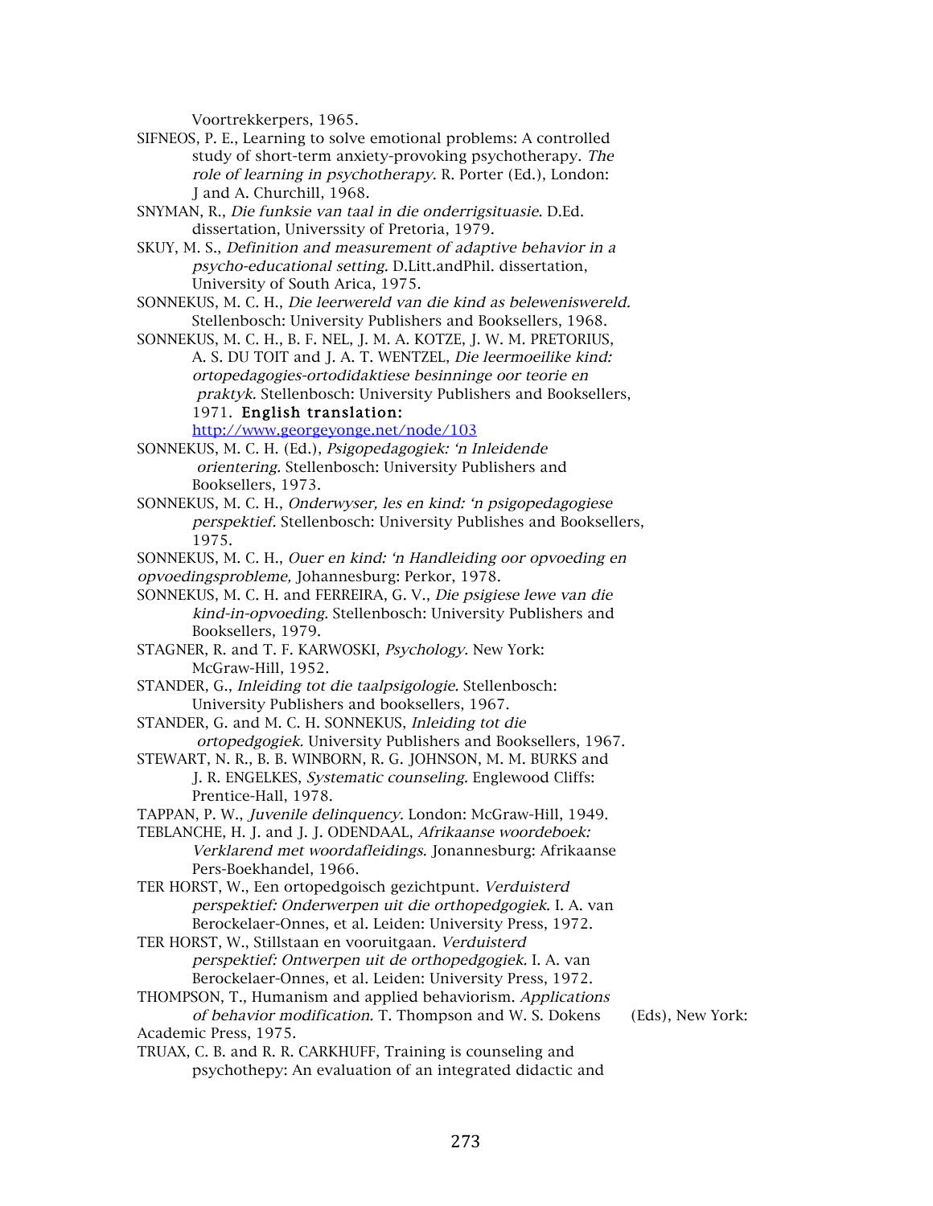Voortrekkerpers, 1965.

SIFNEOS, P. E., Learning to solve emotional problems: A controlled study of short-term anxiety-provoking psychotherapy. *The role of learning in psychotherapy*. R. Porter (Ed.), London: J and A. Churchill, 1968.

SNYMAN, R., *Die funksie van taal in die onderrigsituasie*. D.Ed. dissertation, Universsity of Pretoria, 1979.

SKUY, M. S., *Definition and measurement of adaptive behavior in a psycho-educational setting*. D.Litt.andPhil. dissertation, University of South Africa, 1975.

SONNEKUS, M. C. H., *Die leerwereld van die kind as beleweniswereld.* Stellenbosch: University Publishers and Booksellers, 1968.

SONNEKUS, M. C. H., B. F. NEL, J. M. A. KOTZE, J. W. M. PRETORIUS, A. S. DU TOIT and J. A. T. WENTZEL, *Die leermoeilike kind: ortopedagogies-ortodidaktiese besinninge oor teorie en praktyk*. Stellenbosch: University Publishers and Booksellers, 1971. **English translation:** http://www.georgeyonge.net/node/103

SONNEKUS, M. C. H. (Ed.), *Psigopedagogiek: 'n Inleidende orientering*. Stellenbosch: University Publishers and Booksellers, 1973.

SONNEKUS, M. C. H., *Onderwyser, les en kind: 'n psigopedagogiese perspektief*. Stellenbosch: University Publishes and Booksellers, 1975.

SONNEKUS, M. C. H., *Ouer en kind: 'n Handleiding oor opvoeding en opvoedingsprobleme,* Johannesburg: Perkor, 1978.

SONNEKUS, M. C. H. and FERREIRA, G. V., *Die psigiese lewe van die kind-in-opvoeding*. Stellenbosch: University Publishers and Booksellers, 1979.

STAGNER, R. and T. F. KARWOSKI, *Psychology*. New York: McGraw-Hill, 1952.

STANDER, G., *Inleiding tot die taalpsigologie*. Stellenbosch: University Publishers and booksellers, 1967.

STANDER, G. and M. C. H. SONNEKUS, *Inleiding tot die ortopedgogiek*. University Publishers and Booksellers, 1967.

STEWART, N. R., B. B. WINBORN, R. G. JOHNSON, M. M. BURKS and J. R. ENGELKES, *Systematic counseling*. Englewood Cliffs: Prentice-Hall, 1978.

TAPPAN, P. W., *Juvenile delinquency*. London: McGraw-Hill, 1949.

TEBLANCHE, H. J. and J. J. ODENDAAL, *Afrikaanse woordeboek: Verklarend met woordafleidings*. Jonannesburg: Afrikaanse Pers-Boekhandel, 1966.

TER HORST, W., Een ortopedgoisch gezichtpunt. *Verduisterd perspektief: Onderwerpen uit die orthopedgogiek*. I. A. van Berockelaer-Onnes, et al. Leiden: University Press, 1972.

TER HORST, W., Stillstaan en vooruitgaan. *Verduisterd perspektief: Ontwerpen uit de orthopedgogiek*. I. A. van Berockelaer-Onnes, et al. Leiden: University Press, 1972.

THOMPSON, T., Humanism and applied behaviorism. *Applications of behavior modification*. T. Thompson and W. S. Dokens (Eds), New York: Academic Press, 1975.

TRUAX, C. B. and R. R. CARKHUFF, Training is counseling and psychothepy: An evaluation of an integrated didactic and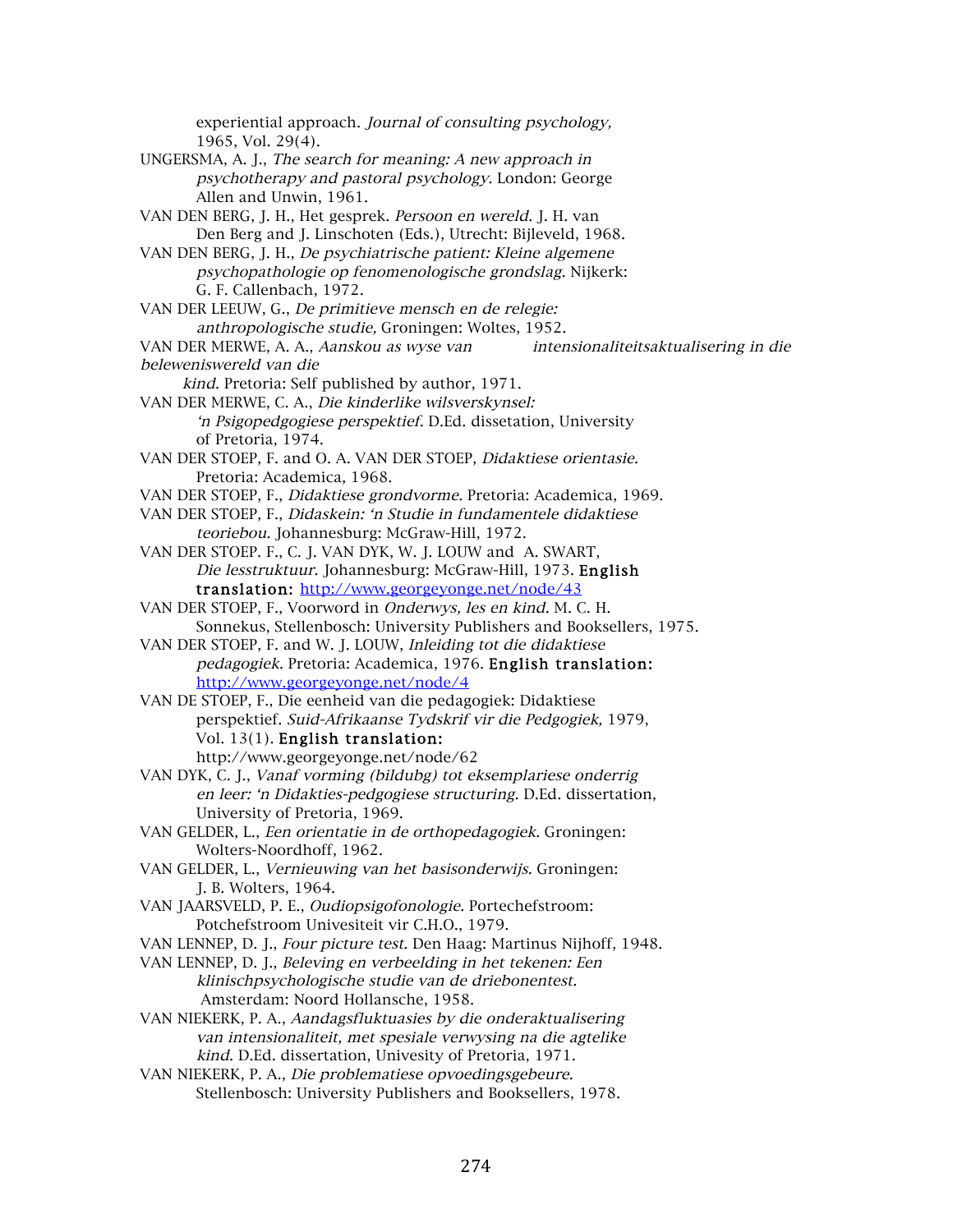experiential approach. *Journal of consulting psychology,* 1965, Vol. 29(4).

UNGERSMA, A. J., *The search for meaning: A new approach in psychotherapy and pastoral psychology.* London: George Allen and Unwin, 1961.

VAN DEN BERG, J. H., Het gesprek. *Persoon en wereld.* J. H. van Den Berg and J. Linschoten (Eds.), Utrecht: Bijleveld, 1968.

VAN DEN BERG, J. H., *De psychiatrische patient: Kleine algemene psychopathologie op fenomenologische grondslag.* Nijkerk: G. F. Callenbach, 1972.

VAN DER LEEUW, G., *De primitieve mensch en de relegie: anthropologische studie,* Groningen: Woltes, 1952.

VAN DER MERWE, A. A., *Aanskou as wyse van intensionaliteitsaktualisering in die beleweniswereld van die kind.* Pretoria: Self published by author, 1971.

VAN DER MERWE, C. A., *Die kinderlike wilsverskynsel: 'n Psigopedgogiese perspektief.* D.Ed. dissetation, University of Pretoria, 1974.

VAN DER STOEP, F. and O. A. VAN DER STOEP, *Didaktiese orientasie.* Pretoria: Academica, 1968.

VAN DER STOEP, F., *Didaktiese grondvorme.* Pretoria: Academica, 1969.

VAN DER STOEP, F., *Didaskein: 'n Studie in fundamentele didaktiese teoriebou.* Johannesburg: McGraw-Hill, 1972.

VAN DER STOEP. F., C. J. VAN DYK, W. J. LOUW and A. SWART, *Die lesstruktuur.* Johannesburg: McGraw-Hill, 1973. **English translation:** http://www.georgeyonge.net/node/43

VAN DER STOEP, F., Voorword in *Onderwys, les en kind.* M. C. H. Sonnekus, Stellenbosch: University Publishers and Booksellers, 1975.

VAN DER STOEP, F. and W. J. LOUW, *Inleiding tot die didaktiese pedagogiek.* Pretoria: Academica, 1976. **English translation:** http://www.georgeyonge.net/node/4

VAN DE STOEP, F., Die eenheid van die pedagogiek: Didaktiese perspektief. *Suid-Afrikaanse Tydskrif vir die Pedgogiek,* 1979, Vol. 13(1). **English translation:** http://www.georgeyonge.net/node/62

VAN DYK, C. J., *Vanaf vorming (bildubg) tot eksemplariese onderrig en leer: 'n Didakties-pedgogiese structuring.* D.Ed. dissertation, University of Pretoria, 1969.

VAN GELDER, L., *Een orientatie in de orthopedagogiek.* Groningen: Wolters-Noordhoff, 1962.

VAN GELDER, L., *Vernieuwing van het basisonderwijs.* Groningen: J. B. Wolters, 1964.

VAN JAARSVELD, P. E., *Oudiopsigofonologie.* Portechefstroom: Potchefstroom Univesiteit vir C.H.O., 1979.

VAN LENNEP, D. J., *Four picture test.* Den Haag: Martinus Nijhoff, 1948.

VAN LENNEP, D. J., *Beleving en verbeelding in het tekenen: Een klinischpsychologische studie van de driebonentest.* Amsterdam: Noord Hollansche, 1958.

VAN NIEKERK, P. A., *Aandagsfluktuasies by die onderaktualisering van intensionaliteit, met spesiale verwysing na die agtelike kind.* D.Ed. dissertation, Univesity of Pretoria, 1971.

VAN NIEKERK, P. A., *Die problematiese opvoedingsgebeure.* Stellenbosch: University Publishers and Booksellers, 1978.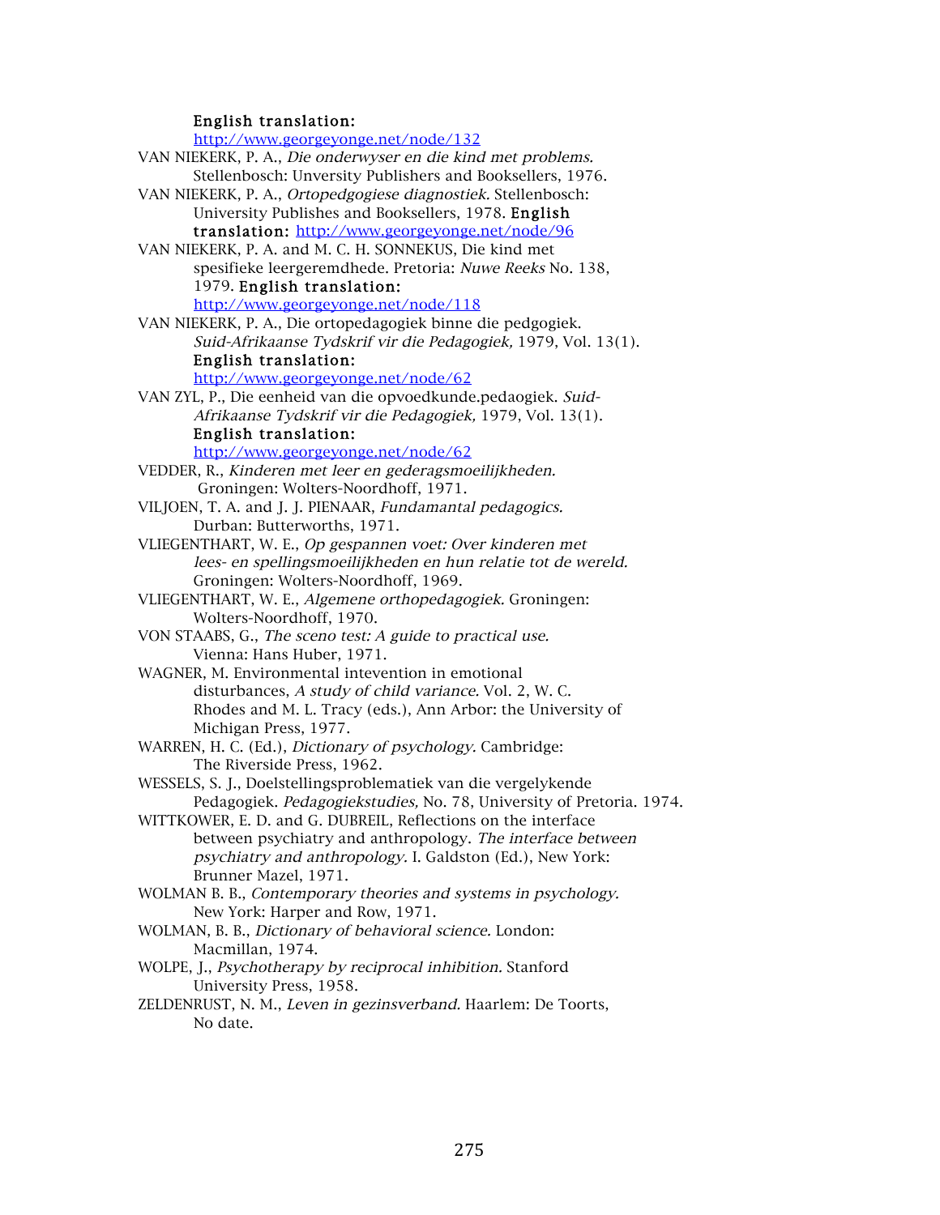**English translation:**
http://www.georgeyonge.net/node/132

VAN NIEKERK, P. A., *Die onderwyser en die kind met problems.* Stellenbosch: Unversity Publishers and Booksellers, 1976.

VAN NIEKERK, P. A., *Ortopedgogiese diagnostiek.* Stellenbosch: University Publishes and Booksellers, 1978. **English translation:** http://www.georgeyonge.net/node/96

VAN NIEKERK, P. A. and M. C. H. SONNEKUS, Die kind met spesifieke leergeremdhede. Pretoria: *Nuwe Reeks* No. 138, 1979. **English translation:** http://www.georgeyonge.net/node/118

VAN NIEKERK, P. A., Die ortopedagogiek binne die pedgogiek. *Suid-Afrikaanse Tydskrif vir die Pedagogiek,* 1979, Vol. 13(1). **English translation:** http://www.georgeyonge.net/node/62

VAN ZYL, P., Die eenheid van die opvoedkunde.pedaogiek. *Suid-Afrikaanse Tydskrif vir die Pedagogiek,* 1979, Vol. 13(1). **English translation:** http://www.georgeyonge.net/node/62

VEDDER, R., *Kinderen met leer en gederagsmoeilijkheden.* Groningen: Wolters-Noordhoff, 1971.

VILJOEN, T. A. and J. J. PIENAAR, *Fundamantal pedagogics.* Durban: Butterworths, 1971.

VLIEGENTHART, W. E., *Op gespannen voet: Over kinderen met lees- en spellingsmoeilijkheden en hun relatie tot de wereld.* Groningen: Wolters-Noordhoff, 1969.

VLIEGENTHART, W. E., *Algemene orthopedagogiek.* Groningen: Wolters-Noordhoff, 1970.

VON STAABS, G., *The sceno test: A guide to practical use.* Vienna: Hans Huber, 1971.

WAGNER, M. Environmental intevention in emotional disturbances, *A study of child variance.* Vol. 2, W. C. Rhodes and M. L. Tracy (eds.), Ann Arbor: the University of Michigan Press, 1977.

WARREN, H. C. (Ed.), *Dictionary of psychology.* Cambridge: The Riverside Press, 1962.

WESSELS, S. J., Doelstellingsproblematiek van die vergelykende Pedagogiek. *Pedagogiekstudies,* No. 78, University of Pretoria. 1974.

WITTKOWER, E. D. and G. DUBREIL, Reflections on the interface between psychiatry and anthropology. *The interface between psychiatry and anthropology.* I. Galdston (Ed.), New York: Brunner Mazel, 1971.

WOLMAN B. B., *Contemporary theories and systems in psychology.* New York: Harper and Row, 1971.

WOLMAN, B. B., *Dictionary of behavioral science.* London: Macmillan, 1974.

WOLPE, J., *Psychotherapy by reciprocal inhibition.* Stanford University Press, 1958.

ZELDENRUST, N. M., *Leven in gezinsverband.* Haarlem: De Toorts, No date.